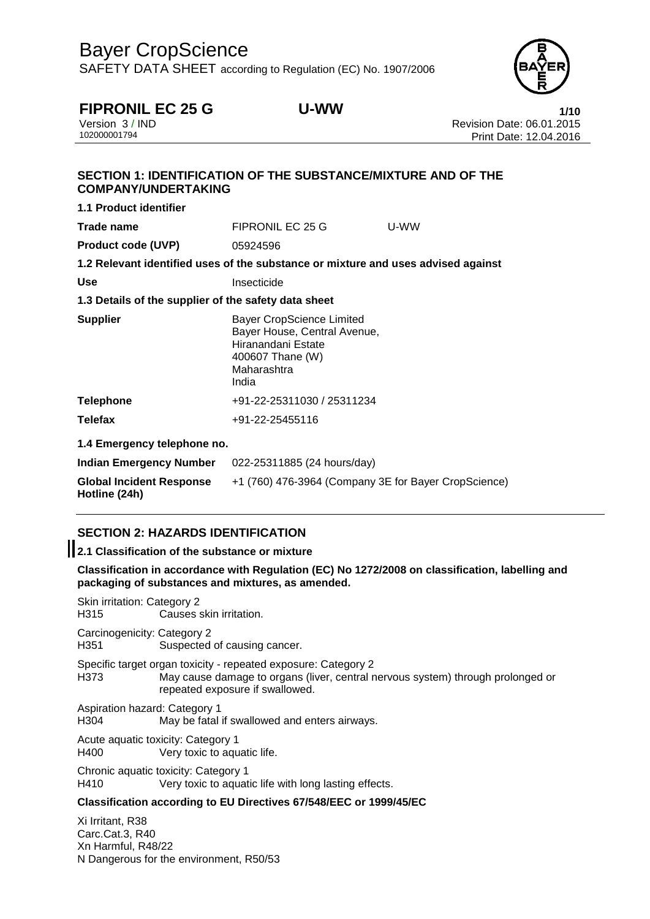# Bayer CropScience

SAFETY DATA SHEET according to Regulation (EC) No. 1907/2006

**FIPRONIL EC 25 G U-WW**

Version 3 / IND
102000001794

Revision Date: 06.01.2015
Print Date: 12.04.2016

## SECTION 1: IDENTIFICATION OF THE SUBSTANCE/MIXTURE AND OF THE COMPANY/UNDERTAKING

### 1.1 Product identifier

**Trade name** FIPRONIL EC 25 G U-WW

**Product code (UVP)** 05924596

### 1.2 Relevant identified uses of the substance or mixture and uses advised against

**Use** Insecticide

### 1.3 Details of the supplier of the safety data sheet

**Supplier**
Bayer CropScience Limited
Bayer House, Central Avenue,
Hiranandani Estate
400607 Thane (W)
Maharashtra
India

**Telephone** +91-22-25311030 / 25311234

**Telefax** +91-22-25455116

### 1.4 Emergency telephone no.

**Indian Emergency Number** 022-25311885 (24 hours/day)

**Global Incident Response Hotline (24h)** +1 (760) 476-3964 (Company 3E for Bayer CropScience)

## SECTION 2: HAZARDS IDENTIFICATION

### 2.1 Classification of the substance or mixture

**Classification in accordance with Regulation (EC) No 1272/2008 on classification, labelling and packaging of substances and mixtures, as amended.**

Skin irritation: Category 2
H315 Causes skin irritation.

Carcinogenicity: Category 2
H351 Suspected of causing cancer.

Specific target organ toxicity - repeated exposure: Category 2
H373 May cause damage to organs (liver, central nervous system) through prolonged or repeated exposure if swallowed.

Aspiration hazard: Category 1
H304 May be fatal if swallowed and enters airways.

Acute aquatic toxicity: Category 1
H400 Very toxic to aquatic life.

Chronic aquatic toxicity: Category 1
H410 Very toxic to aquatic life with long lasting effects.

**Classification according to EU Directives 67/548/EEC or 1999/45/EC**

Xi Irritant, R38
Carc.Cat.3, R40
Xn Harmful, R48/22
N Dangerous for the environment, R50/53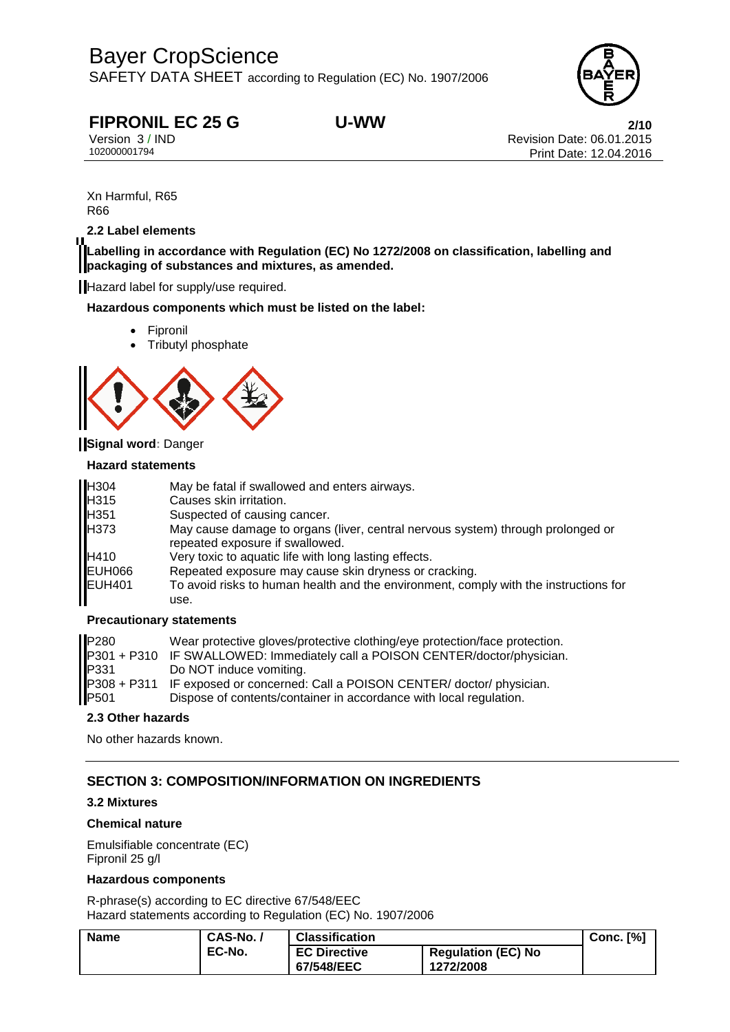Xn Harmful, R65
R66

### 2.2 Label elements

**Labelling in accordance with Regulation (EC) No 1272/2008 on classification, labelling and packaging of substances and mixtures, as amended.**

Hazard label for supply/use required.

**Hazardous components which must be listed on the label:**

- Fipronil
- Tributyl phosphate

**Signal word**: Danger

**Hazard statements**

| | |
|---|---|
| H304 | May be fatal if swallowed and enters airways. |
| H315 | Causes skin irritation. |
| H351 | Suspected of causing cancer. |
| H373 | May cause damage to organs (liver, central nervous system) through prolonged or repeated exposure if swallowed. |
| H410 | Very toxic to aquatic life with long lasting effects. |
| EUH066 | Repeated exposure may cause skin dryness or cracking. |
| EUH401 | To avoid risks to human health and the environment, comply with the instructions for use. |

**Precautionary statements**

| | |
|---|---|
| P280 | Wear protective gloves/protective clothing/eye protection/face protection. |
| P301 + P310 | IF SWALLOWED: Immediately call a POISON CENTER/doctor/physician. |
| P331 | Do NOT induce vomiting. |
| P308 + P311 | IF exposed or concerned: Call a POISON CENTER/ doctor/ physician. |
| P501 | Dispose of contents/container in accordance with local regulation. |

### 2.3 Other hazards

No other hazards known.

## SECTION 3: COMPOSITION/INFORMATION ON INGREDIENTS

### 3.2 Mixtures

**Chemical nature**

Emulsifiable concentrate (EC)
Fipronil 25 g/l

**Hazardous components**

R-phrase(s) according to EC directive 67/548/EEC
Hazard statements according to Regulation (EC) No. 1907/2006

| Name | CAS-No. / EC-No. | Classification | | Conc. [%] |
|---|---|---|---|---|
| | | EC Directive 67/548/EEC | Regulation (EC) No 1272/2008 | |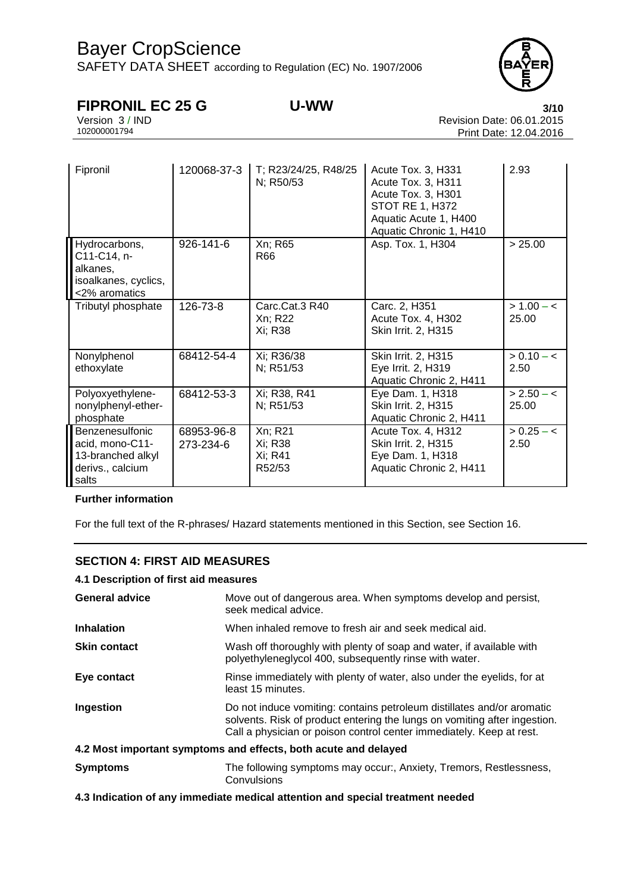| | | | | |
|---|---|---|---|---|
| Fipronil | 120068-37-3 | T; R23/24/25, R48/25<br>N; R50/53 | Acute Tox. 3, H331<br>Acute Tox. 3, H311<br>Acute Tox. 3, H301<br>STOT RE 1, H372<br>Aquatic Acute 1, H400<br>Aquatic Chronic 1, H410 | 2.93 |
| Hydrocarbons, C11-C14, n-alkanes, isoalkanes, cyclics, <2% aromatics | 926-141-6 | Xn; R65<br>R66 | Asp. Tox. 1, H304 | > 25.00 |
| Tributyl phosphate | 126-73-8 | Carc.Cat.3 R40<br>Xn; R22<br>Xi; R38 | Carc. 2, H351<br>Acute Tox. 4, H302<br>Skin Irrit. 2, H315 | > 1.00 – < 25.00 |
| Nonylphenol ethoxylate | 68412-54-4 | Xi; R36/38<br>N; R51/53 | Skin Irrit. 2, H315<br>Eye Irrit. 2, H319<br>Aquatic Chronic 2, H411 | > 0.10 – < 2.50 |
| Polyoxyethylene-nonylphenyl-ether-phosphate | 68412-53-3 | Xi; R38, R41<br>N; R51/53 | Eye Dam. 1, H318<br>Skin Irrit. 2, H315<br>Aquatic Chronic 2, H411 | > 2.50 – < 25.00 |
| Benzenesulfonic acid, mono-C11-13-branched alkyl derivs., calcium salts | 68953-96-8<br>273-234-6 | Xn; R21<br>Xi; R38<br>Xi; R41<br>R52/53 | Acute Tox. 4, H312<br>Skin Irrit. 2, H315<br>Eye Dam. 1, H318<br>Aquatic Chronic 2, H411 | > 0.25 – < 2.50 |

**Further information**

For the full text of the R-phrases/ Hazard statements mentioned in this Section, see Section 16.

## SECTION 4: FIRST AID MEASURES

### 4.1 Description of first aid measures

**General advice** Move out of dangerous area. When symptoms develop and persist, seek medical advice.

**Inhalation** When inhaled remove to fresh air and seek medical aid.

**Skin contact** Wash off thoroughly with plenty of soap and water, if available with polyethyleneglycol 400, subsequently rinse with water.

**Eye contact** Rinse immediately with plenty of water, also under the eyelids, for at least 15 minutes.

**Ingestion** Do not induce vomiting: contains petroleum distillates and/or aromatic solvents. Risk of product entering the lungs on vomiting after ingestion. Call a physician or poison control center immediately. Keep at rest.

### 4.2 Most important symptoms and effects, both acute and delayed

**Symptoms** The following symptoms may occur:, Anxiety, Tremors, Restlessness, Convulsions

### 4.3 Indication of any immediate medical attention and special treatment needed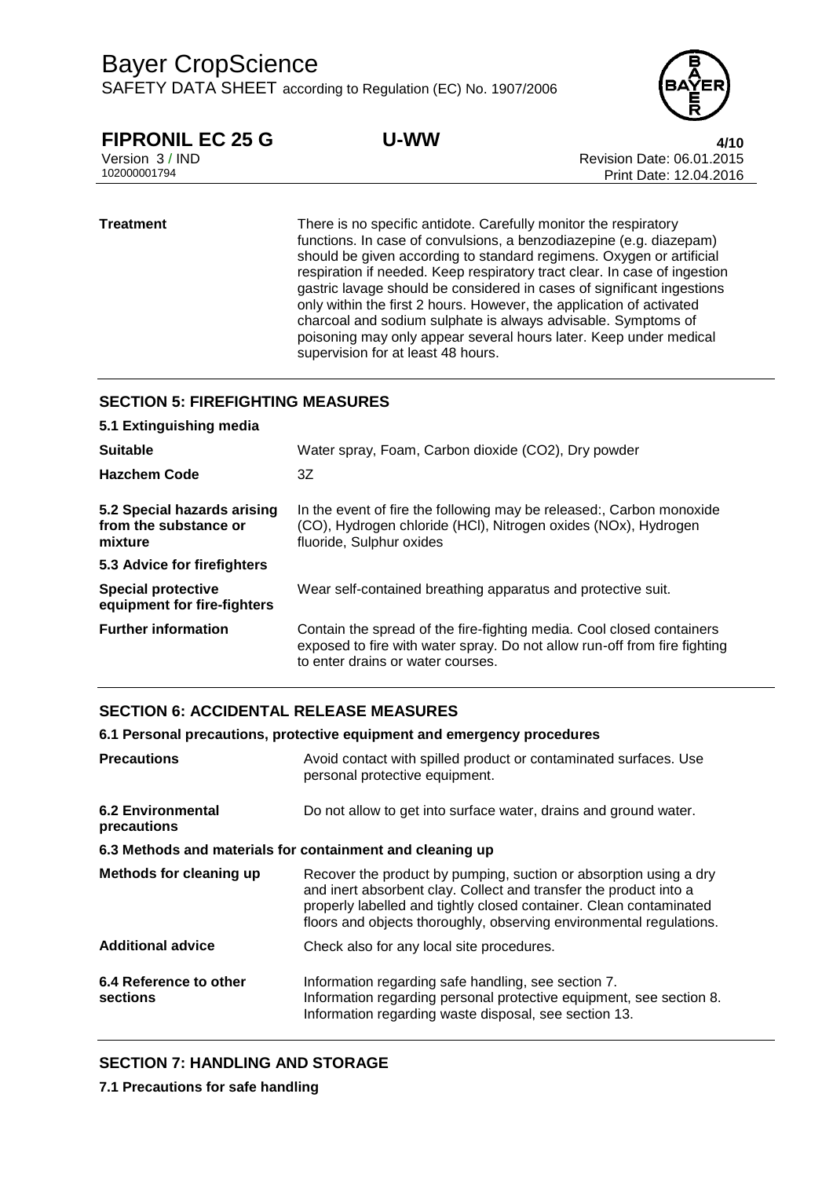| | |
|---|---|
| **Treatment** | There is no specific antidote. Carefully monitor the respiratory functions. In case of convulsions, a benzodiazepine (e.g. diazepam) should be given according to standard regimens. Oxygen or artificial respiration if needed. Keep respiratory tract clear. In case of ingestion gastric lavage should be considered in cases of significant ingestions only within the first 2 hours. However, the application of activated charcoal and sodium sulphate is always advisable. Symptoms of poisoning may only appear several hours later. Keep under medical supervision for at least 48 hours. |

## SECTION 5: FIREFIGHTING MEASURES

**5.1 Extinguishing media**

| | |
|---|---|
| **Suitable** | Water spray, Foam, Carbon dioxide ($CO_2$), Dry powder |
| **Hazchem Code** | 3Z |
| **5.2 Special hazards arising from the substance or mixture** | In the event of fire the following may be released:, Carbon monoxide (CO), Hydrogen chloride (HCl), Nitrogen oxides ($NO_x$), Hydrogen fluoride, Sulphur oxides |

**5.3 Advice for firefighters**

| | |
|---|---|
| **Special protective equipment for fire-fighters** | Wear self-contained breathing apparatus and protective suit. |
| **Further information** | Contain the spread of the fire-fighting media. Cool closed containers exposed to fire with water spray. Do not allow run-off from fire fighting to enter drains or water courses. |

## SECTION 6: ACCIDENTAL RELEASE MEASURES

**6.1 Personal precautions, protective equipment and emergency procedures**

| | |
|---|---|
| **Precautions** | Avoid contact with spilled product or contaminated surfaces. Use personal protective equipment. |
| **6.2 Environmental precautions** | Do not allow to get into surface water, drains and ground water. |

**6.3 Methods and materials for containment and cleaning up**

| | |
|---|---|
| **Methods for cleaning up** | Recover the product by pumping, suction or absorption using a dry and inert absorbent clay. Collect and transfer the product into a properly labelled and tightly closed container. Clean contaminated floors and objects thoroughly, observing environmental regulations. |
| **Additional advice** | Check also for any local site procedures. |
| **6.4 Reference to other sections** | Information regarding safe handling, see section 7.<br>Information regarding personal protective equipment, see section 8.<br>Information regarding waste disposal, see section 13. |

## SECTION 7: HANDLING AND STORAGE

**7.1 Precautions for safe handling**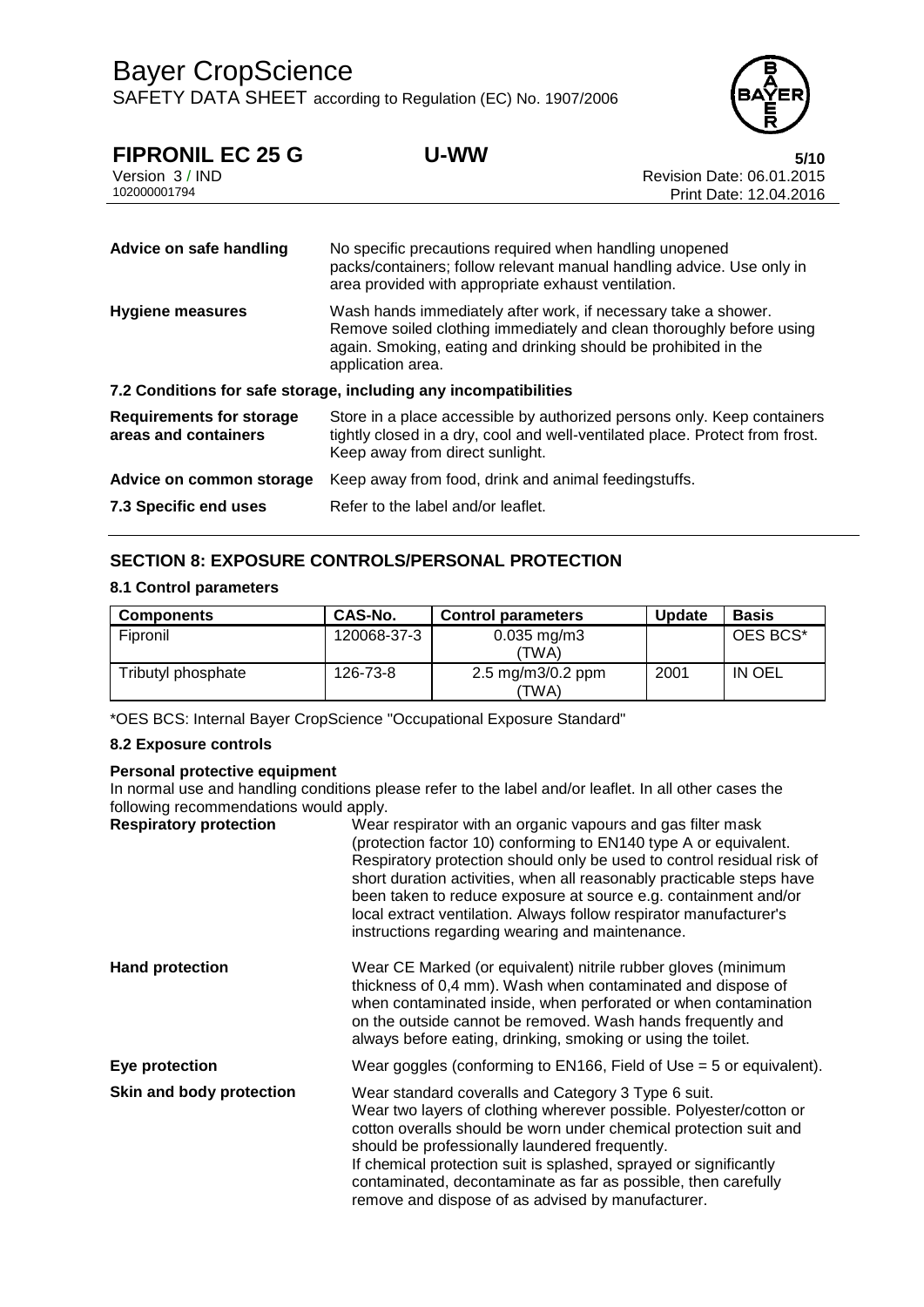| | |
|---|---|
| **Advice on safe handling** | No specific precautions required when handling unopened packs/containers; follow relevant manual handling advice. Use only in area provided with appropriate exhaust ventilation. |
| **Hygiene measures** | Wash hands immediately after work, if necessary take a shower. Remove soiled clothing immediately and clean thoroughly before using again. Smoking, eating and drinking should be prohibited in the application area. |

**7.2 Conditions for safe storage, including any incompatibilities**

| | |
|---|---|
| **Requirements for storage areas and containers** | Store in a place accessible by authorized persons only. Keep containers tightly closed in a dry, cool and well-ventilated place. Protect from frost. Keep away from direct sunlight. |
| **Advice on common storage** | Keep away from food, drink and animal feedingstuffs. |
| **7.3 Specific end uses** | Refer to the label and/or leaflet. |

## SECTION 8: EXPOSURE CONTROLS/PERSONAL PROTECTION

### 8.1 Control parameters

| Components | CAS-No. | Control parameters | Update | Basis |
|---|---|---|---|---|
| Fipronil | 120068-37-3 | 0.035 mg/m3 (TWA) | | OES BCS* |
| Tributyl phosphate | 126-73-8 | 2.5 mg/m3/0.2 ppm (TWA) | 2001 | IN OEL |

*OES BCS: Internal Bayer CropScience "Occupational Exposure Standard"

### 8.2 Exposure controls

**Personal protective equipment**

In normal use and handling conditions please refer to the label and/or leaflet. In all other cases the following recommendations would apply.

| | |
|---|---|
| **Respiratory protection** | Wear respirator with an organic vapours and gas filter mask (protection factor 10) conforming to EN140 type A or equivalent. Respiratory protection should only be used to control residual risk of short duration activities, when all reasonably practicable steps have been taken to reduce exposure at source e.g. containment and/or local extract ventilation. Always follow respirator manufacturer's instructions regarding wearing and maintenance. |
| **Hand protection** | Wear CE Marked (or equivalent) nitrile rubber gloves (minimum thickness of 0,4 mm). Wash when contaminated and dispose of when contaminated inside, when perforated or when contamination on the outside cannot be removed. Wash hands frequently and always before eating, drinking, smoking or using the toilet. |
| **Eye protection** | Wear goggles (conforming to EN166, Field of Use = 5 or equivalent). |
| **Skin and body protection** | Wear standard coveralls and Category 3 Type 6 suit. Wear two layers of clothing wherever possible. Polyester/cotton or cotton overalls should be worn under chemical protection suit and should be professionally laundered frequently. If chemical protection suit is splashed, sprayed or significantly contaminated, decontaminate as far as possible, then carefully remove and dispose of as advised by manufacturer. |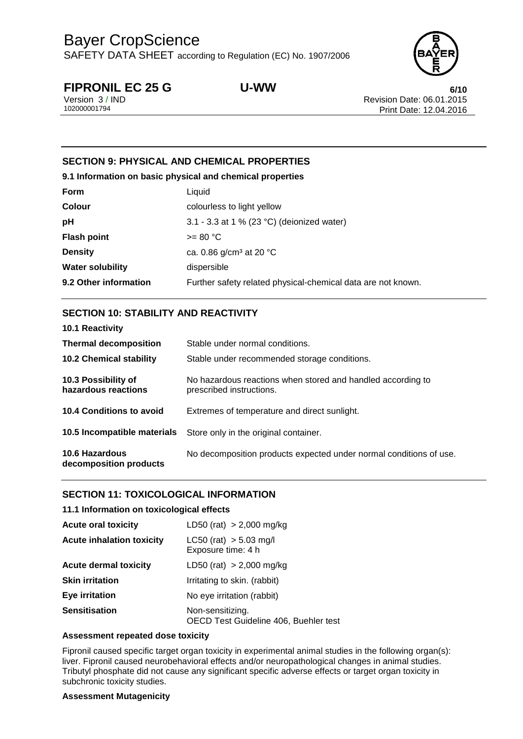## SECTION 9: PHYSICAL AND CHEMICAL PROPERTIES

### 9.1 Information on basic physical and chemical properties

| | |
|---|---|
| **Form** | Liquid |
| **Colour** | colourless to light yellow |
| **pH** | 3.1 - 3.3 at 1 % (23 °C) (deionized water) |
| **Flash point** | >= 80 °C |
| **Density** | ca. 0.86 g/cm³ at 20 °C |
| **Water solubility** | dispersible |
| **9.2 Other information** | Further safety related physical-chemical data are not known. |

## SECTION 10: STABILITY AND REACTIVITY

| | |
|---|---|
| **10.1 Reactivity** | |
| **Thermal decomposition** | Stable under normal conditions. |
| **10.2 Chemical stability** | Stable under recommended storage conditions. |
| **10.3 Possibility of hazardous reactions** | No hazardous reactions when stored and handled according to prescribed instructions. |
| **10.4 Conditions to avoid** | Extremes of temperature and direct sunlight. |
| **10.5 Incompatible materials** | Store only in the original container. |
| **10.6 Hazardous decomposition products** | No decomposition products expected under normal conditions of use. |

## SECTION 11: TOXICOLOGICAL INFORMATION

### 11.1 Information on toxicological effects

| | |
|---|---|
| **Acute oral toxicity** | LD50 (rat) > 2,000 mg/kg |
| **Acute inhalation toxicity** | LC50 (rat) > 5.03 mg/l<br>Exposure time: 4 h |
| **Acute dermal toxicity** | LD50 (rat) > 2,000 mg/kg |
| **Skin irritation** | Irritating to skin. (rabbit) |
| **Eye irritation** | No eye irritation (rabbit) |
| **Sensitisation** | Non-sensitizing.<br>OECD Test Guideline 406, Buehler test |

**Assessment repeated dose toxicity**

Fipronil caused specific target organ toxicity in experimental animal studies in the following organ(s): liver. Fipronil caused neurobehavioral effects and/or neuropathological changes in animal studies. Tributyl phosphate did not cause any significant specific adverse effects or target organ toxicity in subchronic toxicity studies.

**Assessment Mutagenicity**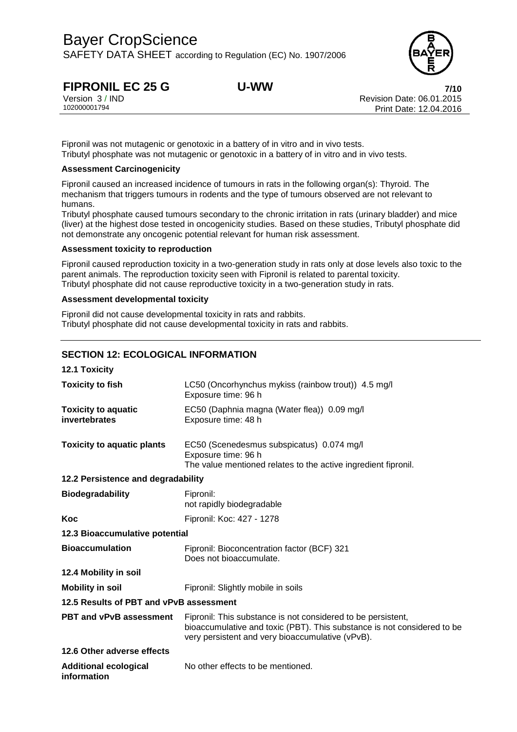Fipronil was not mutagenic or genotoxic in a battery of in vitro and in vivo tests.
Tributyl phosphate was not mutagenic or genotoxic in a battery of in vitro and in vivo tests.

**Assessment Carcinogenicity**

Fipronil caused an increased incidence of tumours in rats in the following organ(s): Thyroid. The mechanism that triggers tumours in rodents and the type of tumours observed are not relevant to humans.
Tributyl phosphate caused tumours secondary to the chronic irritation in rats (urinary bladder) and mice (liver) at the highest dose tested in oncogenicity studies. Based on these studies, Tributyl phosphate did not demonstrate any oncogenic potential relevant for human risk assessment.

**Assessment toxicity to reproduction**

Fipronil caused reproduction toxicity in a two-generation study in rats only at dose levels also toxic to the parent animals. The reproduction toxicity seen with Fipronil is related to parental toxicity.
Tributyl phosphate did not cause reproductive toxicity in a two-generation study in rats.

**Assessment developmental toxicity**

Fipronil did not cause developmental toxicity in rats and rabbits.
Tributyl phosphate did not cause developmental toxicity in rats and rabbits.

## SECTION 12: ECOLOGICAL INFORMATION

### 12.1 Toxicity

| | |
|---|---|
| **Toxicity to fish** | LC50 (Oncorhynchus mykiss (rainbow trout)) 4.5 mg/l<br>Exposure time: 96 h |
| **Toxicity to aquatic invertebrates** | EC50 (Daphnia magna (Water flea)) 0.09 mg/l<br>Exposure time: 48 h |
| **Toxicity to aquatic plants** | EC50 (Scenedesmus subspicatus) 0.074 mg/l<br>Exposure time: 96 h<br>The value mentioned relates to the active ingredient fipronil. |

### 12.2 Persistence and degradability

| | |
|---|---|
| **Biodegradability** | Fipronil:<br>not rapidly biodegradable |
| **Koc** | Fipronil: Koc: 427 - 1278 |

### 12.3 Bioaccumulative potential

| | |
|---|---|
| **Bioaccumulation** | Fipronil: Bioconcentration factor (BCF) 321<br>Does not bioaccumulate. |

### 12.4 Mobility in soil

| | |
|---|---|
| **Mobility in soil** | Fipronil: Slightly mobile in soils |

### 12.5 Results of PBT and vPvB assessment

| | |
|---|---|
| **PBT and vPvB assessment** | Fipronil: This substance is not considered to be persistent, bioaccumulative and toxic (PBT). This substance is not considered to be very persistent and very bioaccumulative (vPvB). |

### 12.6 Other adverse effects

| | |
|---|---|
| **Additional ecological information** | No other effects to be mentioned. |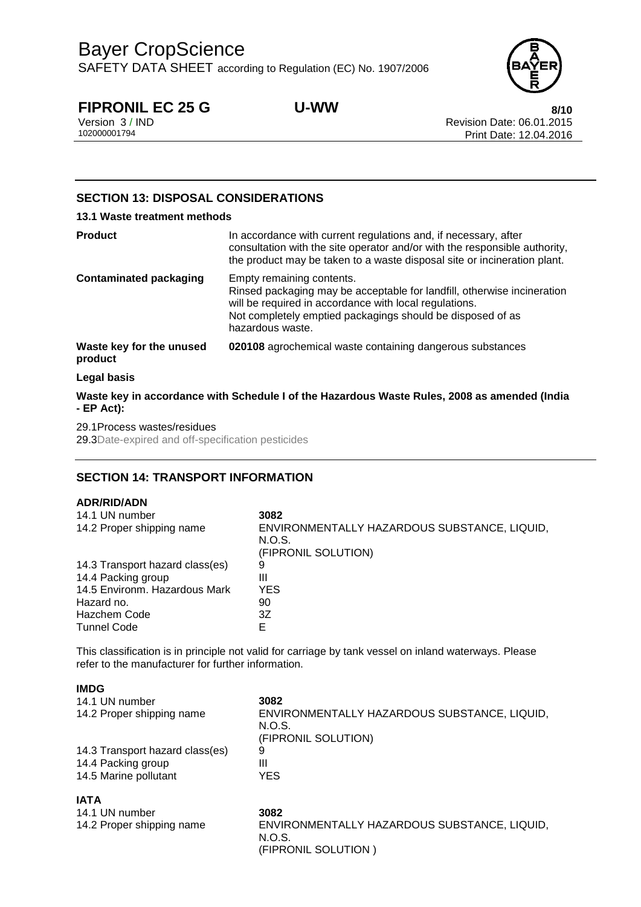## SECTION 13: DISPOSAL CONSIDERATIONS

### 13.1 Waste treatment methods

| | |
|---|---|
| **Product** | In accordance with current regulations and, if necessary, after consultation with the site operator and/or with the responsible authority, the product may be taken to a waste disposal site or incineration plant. |
| **Contaminated packaging** | Empty remaining contents.<br>Rinsed packaging may be acceptable for landfill, otherwise incineration will be required in accordance with local regulations.<br>Not completely emptied packagings should be disposed of as hazardous waste. |
| **Waste key for the unused product** | **020108** agrochemical waste containing dangerous substances |

**Legal basis**

**Waste key in accordance with Schedule I of the Hazardous Waste Rules, 2008 as amended (India - EP Act):**

29.1Process wastes/residues
29.3Date-expired and off-specification pesticides

## SECTION 14: TRANSPORT INFORMATION

**ADR/RID/ADN**

| | |
|---|---|
| 14.1 UN number | **3082** |
| 14.2 Proper shipping name | ENVIRONMENTALLY HAZARDOUS SUBSTANCE, LIQUID, N.O.S.<br>(FIPRONIL SOLUTION) |
| 14.3 Transport hazard class(es) | 9 |
| 14.4 Packing group | III |
| 14.5 Environm. Hazardous Mark | YES |
| Hazard no. | 90 |
| Hazchem Code | 3Z |
| Tunnel Code | E |

This classification is in principle not valid for carriage by tank vessel on inland waterways. Please refer to the manufacturer for further information.

**IMDG**

| | |
|---|---|
| 14.1 UN number | **3082** |
| 14.2 Proper shipping name | ENVIRONMENTALLY HAZARDOUS SUBSTANCE, LIQUID, N.O.S.<br>(FIPRONIL SOLUTION) |
| 14.3 Transport hazard class(es) | 9 |
| 14.4 Packing group | III |
| 14.5 Marine pollutant | YES |

**IATA**

| | |
|---|---|
| 14.1 UN number | **3082** |
| 14.2 Proper shipping name | ENVIRONMENTALLY HAZARDOUS SUBSTANCE, LIQUID, N.O.S.<br>(FIPRONIL SOLUTION ) |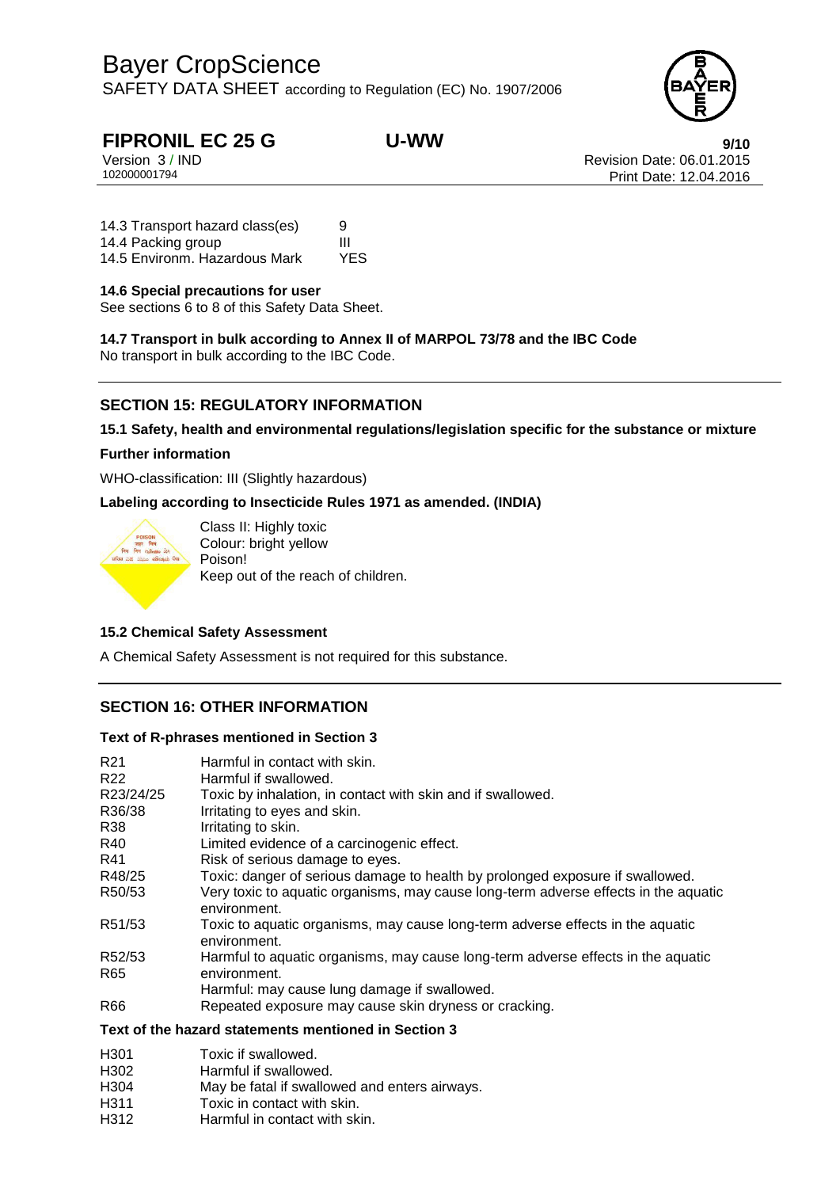| | |
|---|---|
| 14.3 Transport hazard class(es) | 9 |
| 14.4 Packing group | III |
| 14.5 Environm. Hazardous Mark | YES |

**14.6 Special precautions for user**

See sections 6 to 8 of this Safety Data Sheet.

**14.7 Transport in bulk according to Annex II of MARPOL 73/78 and the IBC Code**

No transport in bulk according to the IBC Code.

## SECTION 15: REGULATORY INFORMATION

**15.1 Safety, health and environmental regulations/legislation specific for the substance or mixture**

**Further information**

WHO-classification: III (Slightly hazardous)

**Labeling according to Insecticide Rules 1971 as amended. (INDIA)**

Class II: Highly toxic
Colour: bright yellow
Poison!
Keep out of the reach of children.

**15.2 Chemical Safety Assessment**

A Chemical Safety Assessment is not required for this substance.

## SECTION 16: OTHER INFORMATION

**Text of R-phrases mentioned in Section 3**

| | |
|---|---|
| R21 | Harmful in contact with skin. |
| R22 | Harmful if swallowed. |
| R23/24/25 | Toxic by inhalation, in contact with skin and if swallowed. |
| R36/38 | Irritating to eyes and skin. |
| R38 | Irritating to skin. |
| R40 | Limited evidence of a carcinogenic effect. |
| R41 | Risk of serious damage to eyes. |
| R48/25 | Toxic: danger of serious damage to health by prolonged exposure if swallowed. |
| R50/53 | Very toxic to aquatic organisms, may cause long-term adverse effects in the aquatic environment. |
| R51/53 | Toxic to aquatic organisms, may cause long-term adverse effects in the aquatic environment. |
| R52/53 | Harmful to aquatic organisms, may cause long-term adverse effects in the aquatic environment. |
| R65 | Harmful: may cause lung damage if swallowed. |
| R66 | Repeated exposure may cause skin dryness or cracking. |

**Text of the hazard statements mentioned in Section 3**

| | |
|---|---|
| H301 | Toxic if swallowed. |
| H302 | Harmful if swallowed. |
| H304 | May be fatal if swallowed and enters airways. |
| H311 | Toxic in contact with skin. |
| H312 | Harmful in contact with skin. |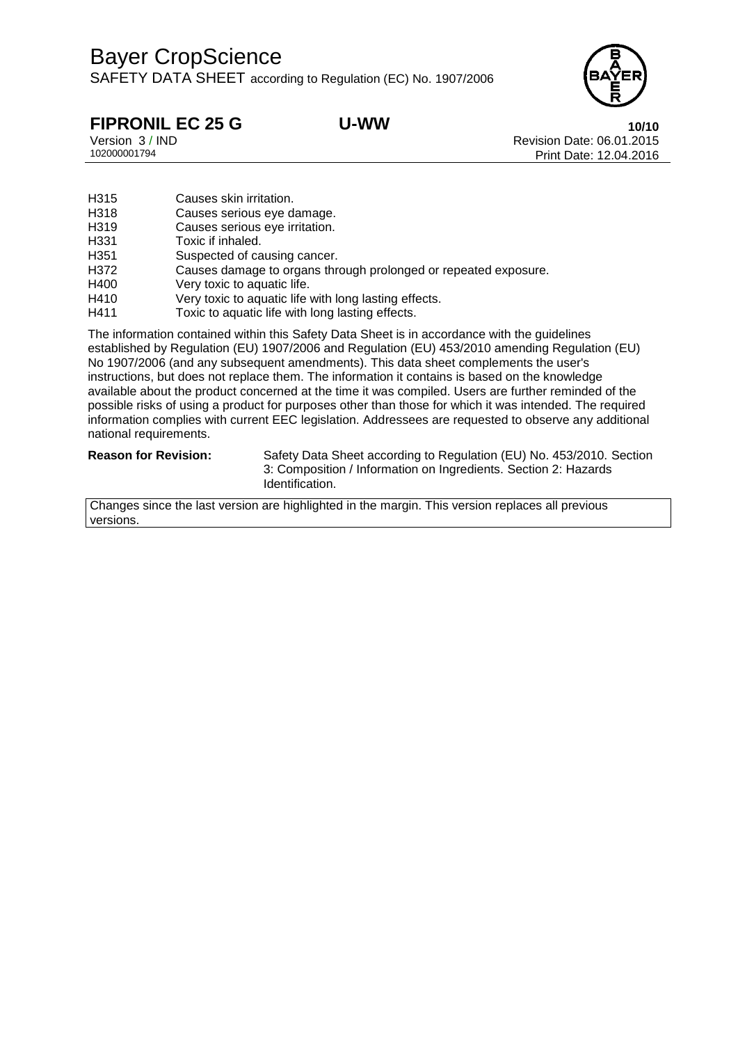| | |
|---|---|
| H315 | Causes skin irritation. |
| H318 | Causes serious eye damage. |
| H319 | Causes serious eye irritation. |
| H331 | Toxic if inhaled. |
| H351 | Suspected of causing cancer. |
| H372 | Causes damage to organs through prolonged or repeated exposure. |
| H400 | Very toxic to aquatic life. |
| H410 | Very toxic to aquatic life with long lasting effects. |
| H411 | Toxic to aquatic life with long lasting effects. |

The information contained within this Safety Data Sheet is in accordance with the guidelines established by Regulation (EU) 1907/2006 and Regulation (EU) 453/2010 amending Regulation (EU) No 1907/2006 (and any subsequent amendments). This data sheet complements the user's instructions, but does not replace them. The information it contains is based on the knowledge available about the product concerned at the time it was compiled. Users are further reminded of the possible risks of using a product for purposes other than those for which it was intended. The required information complies with current EEC legislation. Addressees are requested to observe any additional national requirements.

**Reason for Revision:** Safety Data Sheet according to Regulation (EU) No. 453/2010. Section 3: Composition / Information on Ingredients. Section 2: Hazards Identification.

Changes since the last version are highlighted in the margin. This version replaces all previous versions.